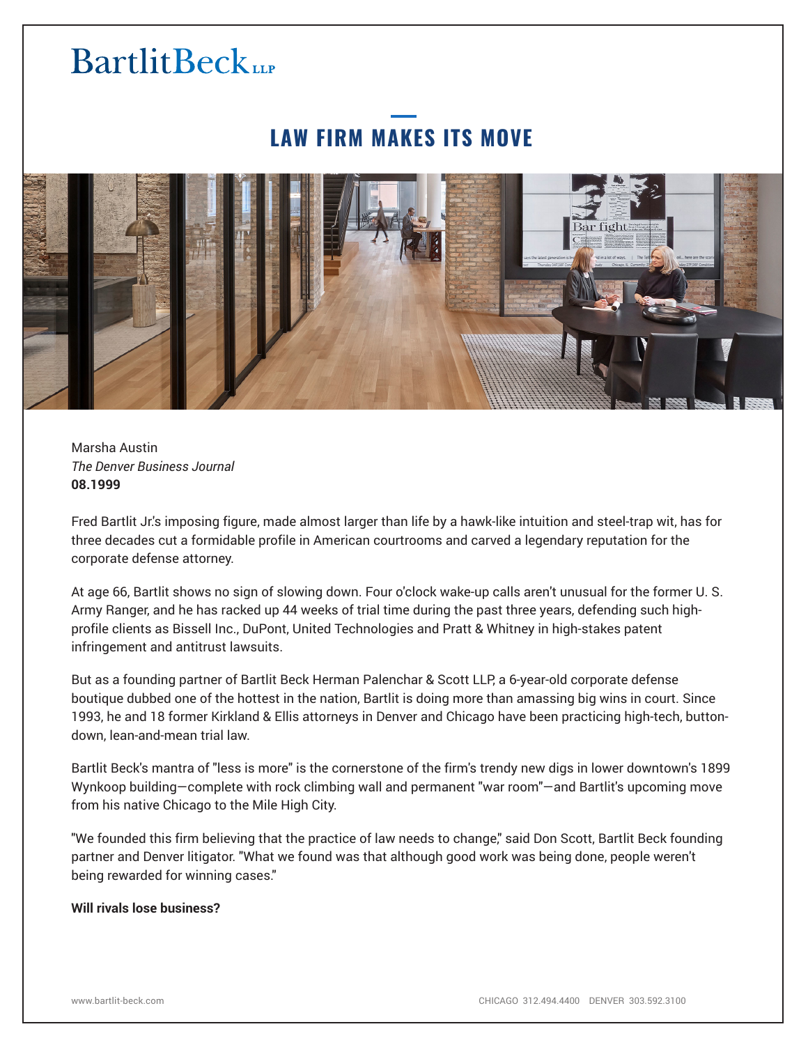BartlitBeck LLP

# LAW FIRM MAKES ITS MOVE

Marsha Austin
*The Denver Business Journal*
**08.1999**

Fred Bartlit Jr.'s imposing figure, made almost larger than life by a hawk-like intuition and steel-trap wit, has for three decades cut a formidable profile in American courtrooms and carved a legendary reputation for the corporate defense attorney.

At age 66, Bartlit shows no sign of slowing down. Four o'clock wake-up calls aren't unusual for the former U. S. Army Ranger, and he has racked up 44 weeks of trial time during the past three years, defending such high-profile clients as Bissell Inc., DuPont, United Technologies and Pratt & Whitney in high-stakes patent infringement and antitrust lawsuits.

But as a founding partner of Bartlit Beck Herman Palenchar & Scott LLP, a 6-year-old corporate defense boutique dubbed one of the hottest in the nation, Bartlit is doing more than amassing big wins in court. Since 1993, he and 18 former Kirkland & Ellis attorneys in Denver and Chicago have been practicing high-tech, button-down, lean-and-mean trial law.

Bartlit Beck's mantra of "less is more" is the cornerstone of the firm's trendy new digs in lower downtown's 1899 Wynkoop building—complete with rock climbing wall and permanent "war room"—and Bartlit's upcoming move from his native Chicago to the Mile High City.

"We founded this firm believing that the practice of law needs to change," said Don Scott, Bartlit Beck founding partner and Denver litigator. "What we found was that although good work was being done, people weren't being rewarded for winning cases."

**Will rivals lose business?**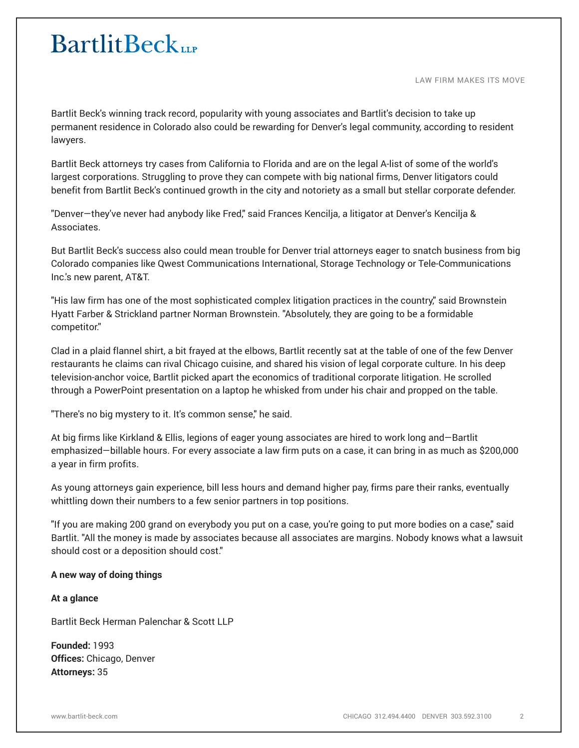Bartlit Beck's winning track record, popularity with young associates and Bartlit's decision to take up permanent residence in Colorado also could be rewarding for Denver's legal community, according to resident lawyers.

Bartlit Beck attorneys try cases from California to Florida and are on the legal A-list of some of the world's largest corporations. Struggling to prove they can compete with big national firms, Denver litigators could benefit from Bartlit Beck's continued growth in the city and notoriety as a small but stellar corporate defender.

"Denver—they've never had anybody like Fred," said Frances Kencilja, a litigator at Denver's Kencilja & Associates.

But Bartlit Beck's success also could mean trouble for Denver trial attorneys eager to snatch business from big Colorado companies like Qwest Communications International, Storage Technology or Tele-Communications Inc.'s new parent, AT&T.

"His law firm has one of the most sophisticated complex litigation practices in the country," said Brownstein Hyatt Farber & Strickland partner Norman Brownstein. "Absolutely, they are going to be a formidable competitor."

Clad in a plaid flannel shirt, a bit frayed at the elbows, Bartlit recently sat at the table of one of the few Denver restaurants he claims can rival Chicago cuisine, and shared his vision of legal corporate culture. In his deep television-anchor voice, Bartlit picked apart the economics of traditional corporate litigation. He scrolled through a PowerPoint presentation on a laptop he whisked from under his chair and propped on the table.

"There's no big mystery to it. It's common sense," he said.

At big firms like Kirkland & Ellis, legions of eager young associates are hired to work long and—Bartlit emphasized—billable hours. For every associate a law firm puts on a case, it can bring in as much as $200,000 a year in firm profits.

As young attorneys gain experience, bill less hours and demand higher pay, firms pare their ranks, eventually whittling down their numbers to a few senior partners in top positions.

"If you are making 200 grand on everybody you put on a case, you're going to put more bodies on a case," said Bartlit. "All the money is made by associates because all associates are margins. Nobody knows what a lawsuit should cost or a deposition should cost."

**A new way of doing things**

**At a glance**

Bartlit Beck Herman Palenchar & Scott LLP

**Founded:** 1993
**Offices:** Chicago, Denver
**Attorneys:** 35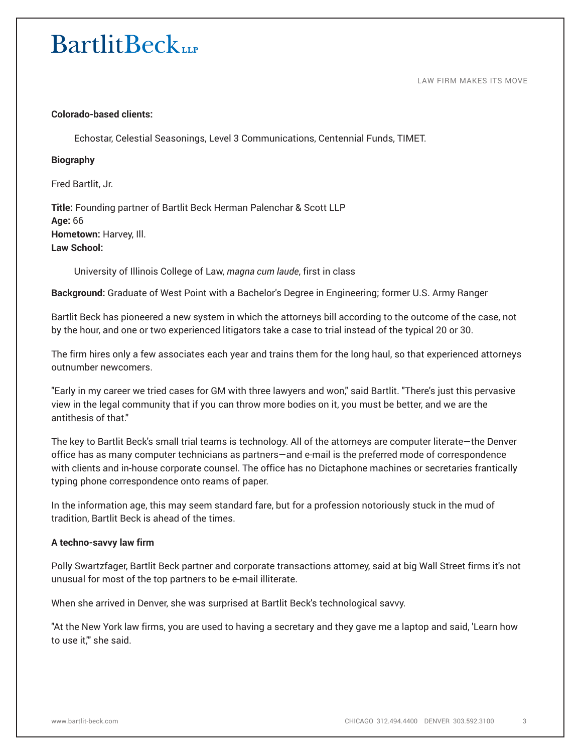**Colorado-based clients:**

Echostar, Celestial Seasonings, Level 3 Communications, Centennial Funds, TIMET.

**Biography**

Fred Bartlit, Jr.

**Title:** Founding partner of Bartlit Beck Herman Palenchar & Scott LLP
**Age:** 66
**Hometown:** Harvey, Ill.
**Law School:**

University of Illinois College of Law, *magna cum laude*, first in class

**Background:** Graduate of West Point with a Bachelor's Degree in Engineering; former U.S. Army Ranger

Bartlit Beck has pioneered a new system in which the attorneys bill according to the outcome of the case, not by the hour, and one or two experienced litigators take a case to trial instead of the typical 20 or 30.

The firm hires only a few associates each year and trains them for the long haul, so that experienced attorneys outnumber newcomers.

"Early in my career we tried cases for GM with three lawyers and won," said Bartlit. "There's just this pervasive view in the legal community that if you can throw more bodies on it, you must be better, and we are the antithesis of that."

The key to Bartlit Beck's small trial teams is technology. All of the attorneys are computer literate—the Denver office has as many computer technicians as partners—and e-mail is the preferred mode of correspondence with clients and in-house corporate counsel. The office has no Dictaphone machines or secretaries frantically typing phone correspondence onto reams of paper.

In the information age, this may seem standard fare, but for a profession notoriously stuck in the mud of tradition, Bartlit Beck is ahead of the times.

**A techno-savvy law firm**

Polly Swartzfager, Bartlit Beck partner and corporate transactions attorney, said at big Wall Street firms it's not unusual for most of the top partners to be e-mail illiterate.

When she arrived in Denver, she was surprised at Bartlit Beck's technological savvy.

"At the New York law firms, you are used to having a secretary and they gave me a laptop and said, 'Learn how to use it,'" she said.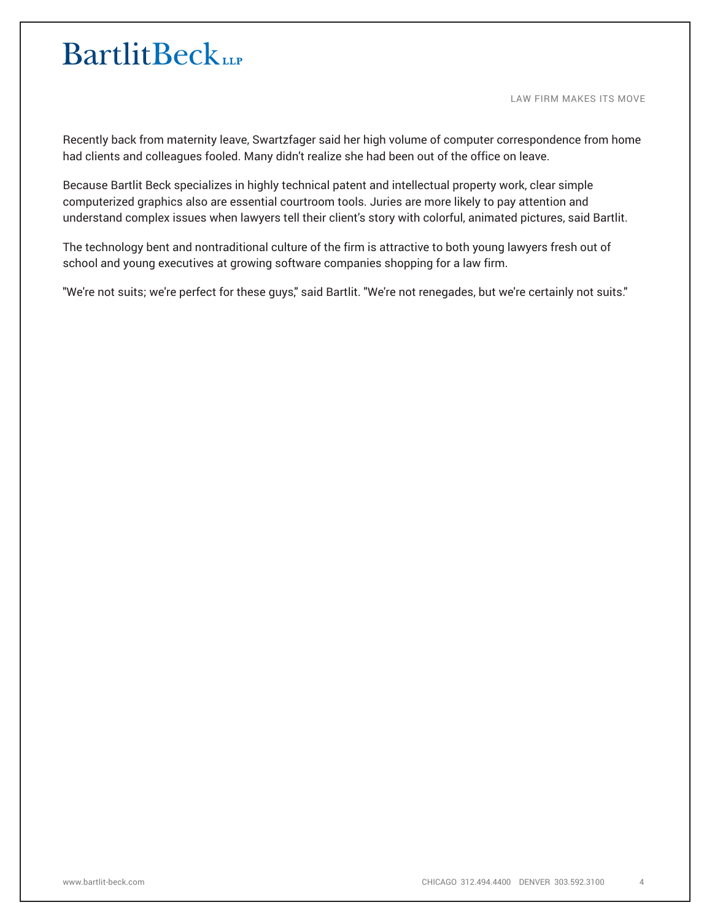Recently back from maternity leave, Swartzfager said her high volume of computer correspondence from home had clients and colleagues fooled. Many didn't realize she had been out of the office on leave.

Because Bartlit Beck specializes in highly technical patent and intellectual property work, clear simple computerized graphics also are essential courtroom tools. Juries are more likely to pay attention and understand complex issues when lawyers tell their client's story with colorful, animated pictures, said Bartlit.

The technology bent and nontraditional culture of the firm is attractive to both young lawyers fresh out of school and young executives at growing software companies shopping for a law firm.

"We're not suits; we're perfect for these guys," said Bartlit. "We're not renegades, but we're certainly not suits."